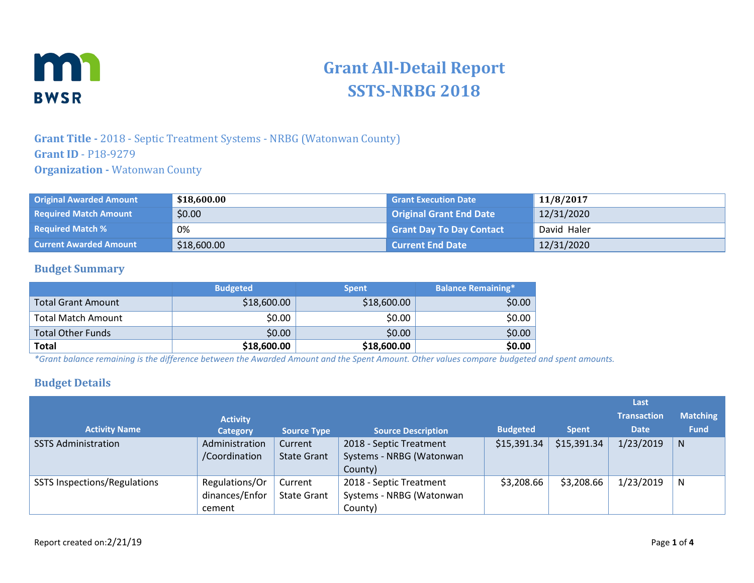# Grant All-Detail Report
# SSTS-NRBG 2018

**Grant Title -** 2018 - Septic Treatment Systems - NRBG (Watonwan County)
**Grant ID** - P18-9279
**Organization -** Watonwan County

| | | | |
|---|---|---|---|
| **Original Awarded Amount** | **$18,600.00** | **Grant Execution Date** | **11/8/2017** |
| **Required Match Amount** | $0.00 | **Original Grant End Date** | 12/31/2020 |
| **Required Match %** | 0% | **Grant Day To Day Contact** | David Haler |
| **Current Awarded Amount** | $18,600.00 | **Current End Date** | 12/31/2020 |

## Budget Summary

| | Budgeted | Spent | Balance Remaining* |
|---|---|---|---|
| Total Grant Amount | $18,600.00 | $18,600.00 | $0.00 |
| Total Match Amount | $0.00 | $0.00 | $0.00 |
| Total Other Funds | $0.00 | $0.00 | $0.00 |
| **Total** | **$18,600.00** | **$18,600.00** | **$0.00** |

*\*Grant balance remaining is the difference between the Awarded Amount and the Spent Amount. Other values compare budgeted and spent amounts.*

## Budget Details

| Activity Name | Activity Category | Source Type | Source Description | Budgeted | Spent | Last Transaction Date | Matching Fund |
|---|---|---|---|---|---|---|---|
| SSTS Administration | Administration /Coordination | Current State Grant | 2018 - Septic Treatment Systems - NRBG (Watonwan County) | $15,391.34 | $15,391.34 | 1/23/2019 | N |
| SSTS Inspections/Regulations | Regulations/Ordinances/Enforcement | Current State Grant | 2018 - Septic Treatment Systems - NRBG (Watonwan County) | $3,208.66 | $3,208.66 | 1/23/2019 | N |

Report created on:2/21/19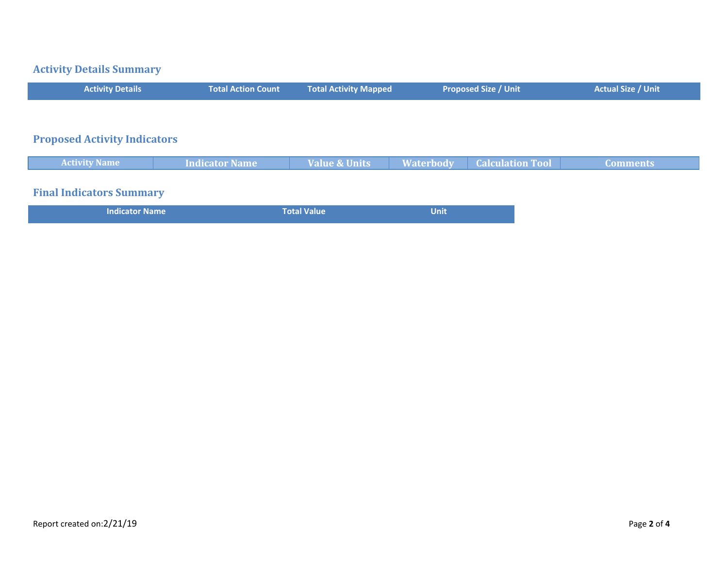## Activity Details Summary

| Activity Details | Total Action Count | Total Activity Mapped | Proposed Size / Unit | Actual Size / Unit |
|---|---|---|---|---|

## Proposed Activity Indicators

| Activity Name | Indicator Name | Value & Units | Waterbody | Calculation Tool | Comments |
|---|---|---|---|---|---|

## Final Indicators Summary

| Indicator Name | Total Value | Unit |
|---|---|---|

Report created on:2/21/19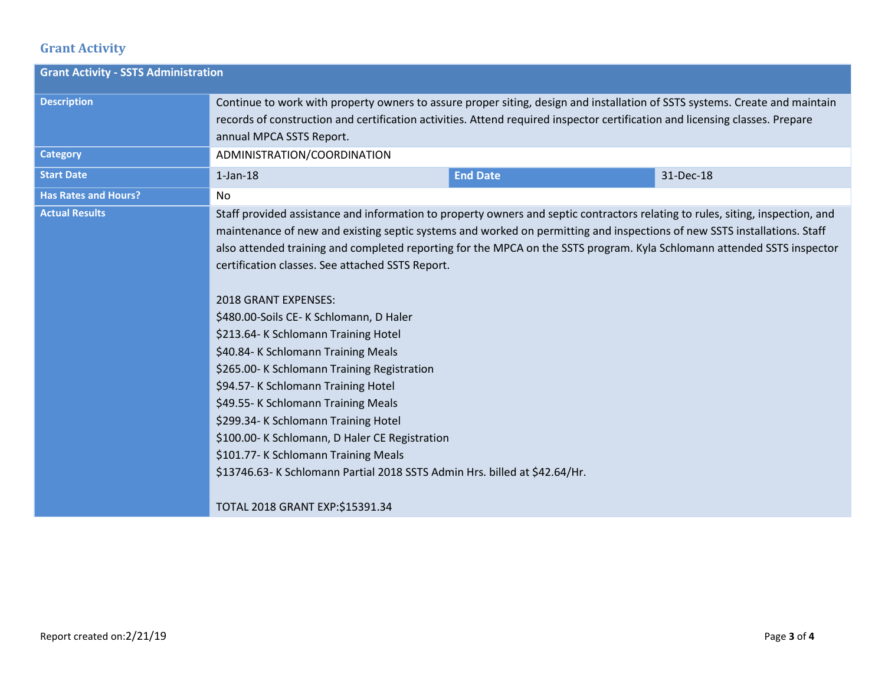## Grant Activity

| Grant Activity - SSTS Administration | | | |
|---|---|---|---|
| **Description** | Continue to work with property owners to assure proper siting, design and installation of SSTS systems. Create and maintain records of construction and certification activities. Attend required inspector certification and licensing classes. Prepare annual MPCA SSTS Report. | | |
| **Category** | ADMINISTRATION/COORDINATION | | |
| **Start Date** | 1-Jan-18 | **End Date** | 31-Dec-18 |
| **Has Rates and Hours?** | No | | |
| **Actual Results** | Staff provided assistance and information to property owners and septic contractors relating to rules, siting, inspection, and maintenance of new and existing septic systems and worked on permitting and inspections of new SSTS installations. Staff also attended training and completed reporting for the MPCA on the SSTS program. Kyla Schlomann attended SSTS inspector certification classes. See attached SSTS Report.<br><br>2018 GRANT EXPENSES:<br>$480.00-Soils CE- K Schlomann, D Haler<br>$213.64- K Schlomann Training Hotel<br>$40.84- K Schlomann Training Meals<br>$265.00- K Schlomann Training Registration<br>$94.57- K Schlomann Training Hotel<br>$49.55- K Schlomann Training Meals<br>$299.34- K Schlomann Training Hotel<br>$100.00- K Schlomann, D Haler CE Registration<br>$101.77- K Schlomann Training Meals<br>$13746.63- K Schlomann Partial 2018 SSTS Admin Hrs. billed at $42.64/Hr.<br><br>TOTAL 2018 GRANT EXP:$15391.34 | | |

Report created on:2/21/19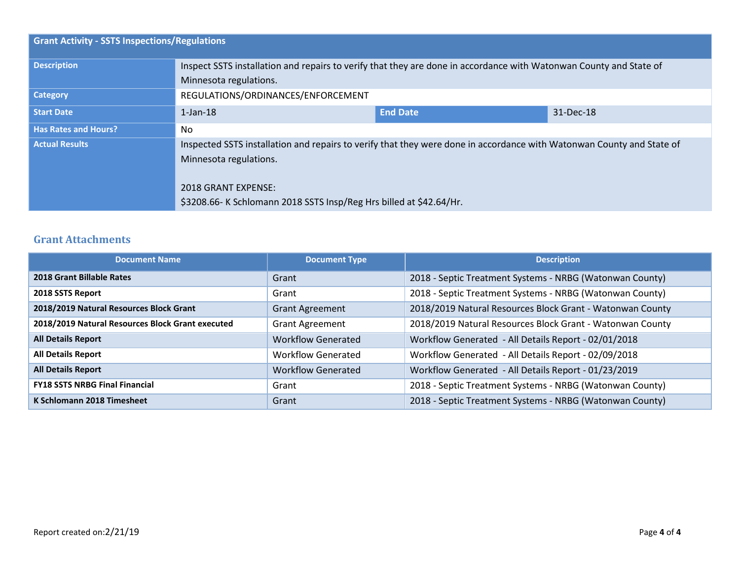| Grant Activity - SSTS Inspections/Regulations | | | |
|---|---|---|---|
| **Description** | Inspect SSTS installation and repairs to verify that they are done in accordance with Watonwan County and State of Minnesota regulations. | | |
| **Category** | REGULATIONS/ORDINANCES/ENFORCEMENT | | |
| **Start Date** | 1-Jan-18 | **End Date** | 31-Dec-18 |
| **Has Rates and Hours?** | No | | |
| **Actual Results** | Inspected SSTS installation and repairs to verify that they were done in accordance with Watonwan County and State of Minnesota regulations.<br><br>2018 GRANT EXPENSE:<br>$3208.66- K Schlomann 2018 SSTS Insp/Reg Hrs billed at $42.64/Hr. | | |

## Grant Attachments

| Document Name | Document Type | Description |
|---|---|---|
| **2018 Grant Billable Rates** | Grant | 2018 - Septic Treatment Systems - NRBG (Watonwan County) |
| **2018 SSTS Report** | Grant | 2018 - Septic Treatment Systems - NRBG (Watonwan County) |
| **2018/2019 Natural Resources Block Grant** | Grant Agreement | 2018/2019 Natural Resources Block Grant - Watonwan County |
| **2018/2019 Natural Resources Block Grant executed** | Grant Agreement | 2018/2019 Natural Resources Block Grant - Watonwan County |
| **All Details Report** | Workflow Generated | Workflow Generated - All Details Report - 02/01/2018 |
| **All Details Report** | Workflow Generated | Workflow Generated - All Details Report - 02/09/2018 |
| **All Details Report** | Workflow Generated | Workflow Generated - All Details Report - 01/23/2019 |
| **FY18 SSTS NRBG Final Financial** | Grant | 2018 - Septic Treatment Systems - NRBG (Watonwan County) |
| **K Schlomann 2018 Timesheet** | Grant | 2018 - Septic Treatment Systems - NRBG (Watonwan County) |

Report created on:2/21/19